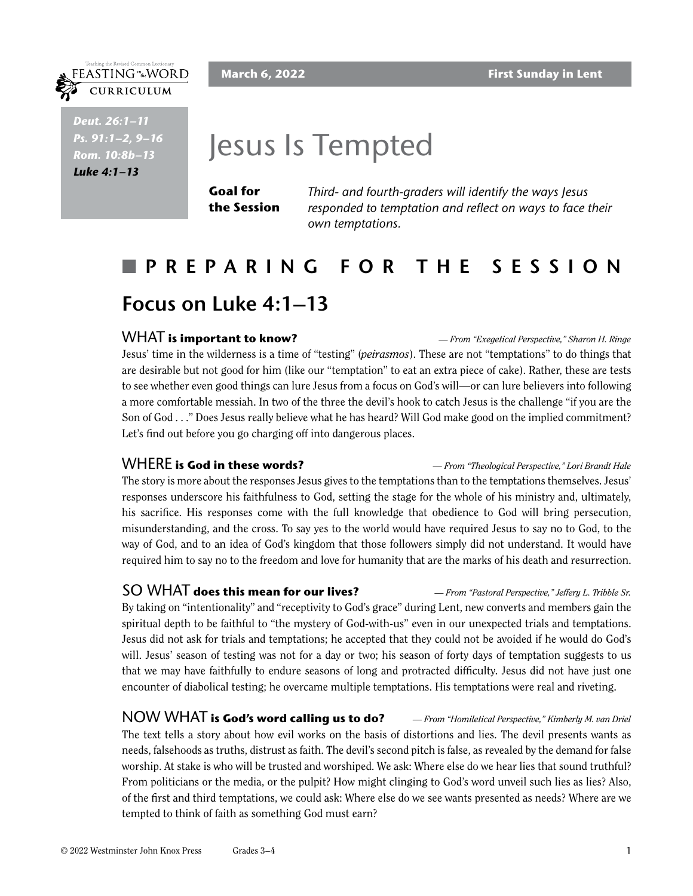Teaching the Revised Common Lectionary
FEASTING on the WORD
CURRICULUM

**March 6, 2022** **First Sunday in Lent**

*Deut. 26:1–11*
*Ps. 91:1–2, 9–16*
*Rom. 10:8b–13*
***Luke 4:1–13***

# Jesus Is Tempted

**Goal for the Session** *Third- and fourth-graders will identify the ways Jesus responded to temptation and reflect on ways to face their own temptations.*

## PREPARING FOR THE SESSION

## Focus on Luke 4:1–13

### WHAT **is important to know?**

*— From "Exegetical Perspective," Sharon H. Ringe*

Jesus' time in the wilderness is a time of "testing" (*peirasmos*). These are not "temptations" to do things that are desirable but not good for him (like our "temptation" to eat an extra piece of cake). Rather, these are tests to see whether even good things can lure Jesus from a focus on God's will—or can lure believers into following a more comfortable messiah. In two of the three the devil's hook to catch Jesus is the challenge "if you are the Son of God . . ." Does Jesus really believe what he has heard? Will God make good on the implied commitment? Let's find out before you go charging off into dangerous places.

### WHERE **is God in these words?**

*— From "Theological Perspective," Lori Brandt Hale*

The story is more about the responses Jesus gives to the temptations than to the temptations themselves. Jesus' responses underscore his faithfulness to God, setting the stage for the whole of his ministry and, ultimately, his sacrifice. His responses come with the full knowledge that obedience to God will bring persecution, misunderstanding, and the cross. To say yes to the world would have required Jesus to say no to God, to the way of God, and to an idea of God's kingdom that those followers simply did not understand. It would have required him to say no to the freedom and love for humanity that are the marks of his death and resurrection.

### SO WHAT **does this mean for our lives?**

*— From "Pastoral Perspective," Jeffery L. Tribble Sr.*

By taking on "intentionality" and "receptivity to God's grace" during Lent, new converts and members gain the spiritual depth to be faithful to "the mystery of God-with-us" even in our unexpected trials and temptations. Jesus did not ask for trials and temptations; he accepted that they could not be avoided if he would do God's will. Jesus' season of testing was not for a day or two; his season of forty days of temptation suggests to us that we may have faithfully to endure seasons of long and protracted difficulty. Jesus did not have just one encounter of diabolical testing; he overcame multiple temptations. His temptations were real and riveting.

### NOW WHAT **is God's word calling us to do?**

*— From "Homiletical Perspective," Kimberly M. van Driel*

The text tells a story about how evil works on the basis of distortions and lies. The devil presents wants as needs, falsehoods as truths, distrust as faith. The devil's second pitch is false, as revealed by the demand for false worship. At stake is who will be trusted and worshiped. We ask: Where else do we hear lies that sound truthful? From politicians or the media, or the pulpit? How might clinging to God's word unveil such lies as lies? Also, of the first and third temptations, we could ask: Where else do we see wants presented as needs? Where are we tempted to think of faith as something God must earn?

© 2022 Westminster John Knox Press Grades 3–4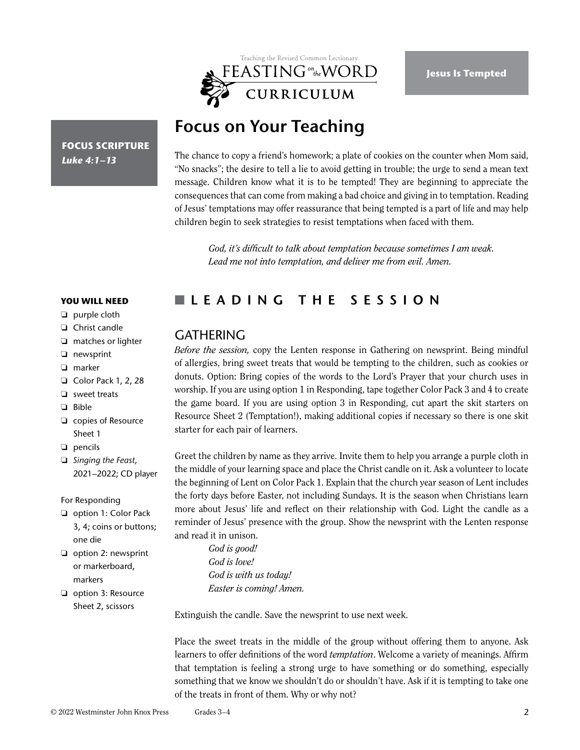Jesus Is Tempted

# Focus on Your Teaching

**FOCUS SCRIPTURE**
***Luke 4:1–13***

The chance to copy a friend's homework; a plate of cookies on the counter when Mom said, "No snacks"; the desire to tell a lie to avoid getting in trouble; the urge to send a mean text message. Children know what it is to be tempted! They are beginning to appreciate the consequences that can come from making a bad choice and giving in to temptation. Reading of Jesus' temptations may offer reassurance that being tempted is a part of life and may help children begin to seek strategies to resist temptations when faced with them.

> *God, it's difficult to talk about temptation because sometimes I am weak.*
> *Lead me not into temptation, and deliver me from evil. Amen.*

## LEADING THE SESSION

**YOU WILL NEED**

- ❑ purple cloth
- ❑ Christ candle
- ❑ matches or lighter
- ❑ newsprint
- ❑ marker
- ❑ Color Pack 1, 2, 28
- ❑ sweet treats
- ❑ Bible
- ❑ copies of Resource Sheet 1
- ❑ pencils
- ❑ *Singing the Feast,* 2021–2022; CD player

For Responding

- ❑ option 1: Color Pack 3, 4; coins or buttons; one die
- ❑ option 2: newsprint or markerboard, markers
- ❑ option 3: Resource Sheet 2, scissors

### GATHERING

*Before the session,* copy the Lenten response in Gathering on newsprint. Being mindful of allergies, bring sweet treats that would be tempting to the children, such as cookies or donuts. Option: Bring copies of the words to the Lord's Prayer that your church uses in worship. If you are using option 1 in Responding, tape together Color Pack 3 and 4 to create the game board. If you are using option 3 in Responding, cut apart the skit starters on Resource Sheet 2 (Temptation!), making additional copies if necessary so there is one skit starter for each pair of learners.

Greet the children by name as they arrive. Invite them to help you arrange a purple cloth in the middle of your learning space and place the Christ candle on it. Ask a volunteer to locate the beginning of Lent on Color Pack 1. Explain that the church year season of Lent includes the forty days before Easter, not including Sundays. It is the season when Christians learn more about Jesus' life and reflect on their relationship with God. Light the candle as a reminder of Jesus' presence with the group. Show the newsprint with the Lenten response and read it in unison.

> *God is good!*
> *God is love!*
> *God is with us today!*
> *Easter is coming! Amen.*

Extinguish the candle. Save the newsprint to use next week.

Place the sweet treats in the middle of the group without offering them to anyone. Ask learners to offer definitions of the word *temptation*. Welcome a variety of meanings. Affirm that temptation is feeling a strong urge to have something or do something, especially something that we know we shouldn't do or shouldn't have. Ask if it is tempting to take one of the treats in front of them. Why or why not?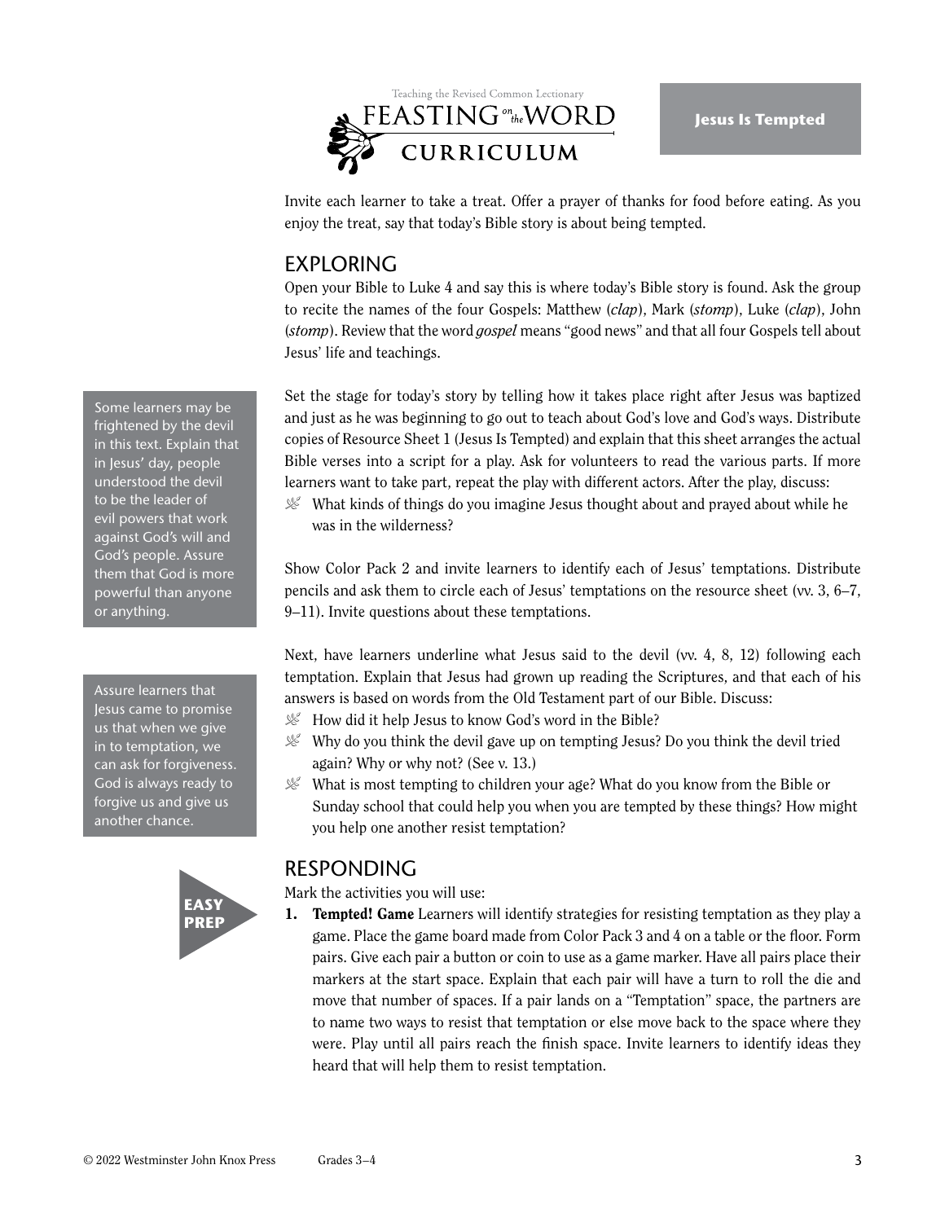Invite each learner to take a treat. Offer a prayer of thanks for food before eating. As you enjoy the treat, say that today's Bible story is about being tempted.

## EXPLORING

Open your Bible to Luke 4 and say this is where today's Bible story is found. Ask the group to recite the names of the four Gospels: Matthew (*clap*), Mark (*stomp*), Luke (*clap*), John (*stomp*). Review that the word *gospel* means "good news" and that all four Gospels tell about Jesus' life and teachings.

Set the stage for today's story by telling how it takes place right after Jesus was baptized and just as he was beginning to go out to teach about God's love and God's ways. Distribute copies of Resource Sheet 1 (Jesus Is Tempted) and explain that this sheet arranges the actual Bible verses into a script for a play. Ask for volunteers to read the various parts. If more learners want to take part, repeat the play with different actors. After the play, discuss:

- What kinds of things do you imagine Jesus thought about and prayed about while he was in the wilderness?

> Some learners may be frightened by the devil in this text. Explain that in Jesus' day, people understood the devil to be the leader of evil powers that work against God's will and God's people. Assure them that God is more powerful than anyone or anything.

Show Color Pack 2 and invite learners to identify each of Jesus' temptations. Distribute pencils and ask them to circle each of Jesus' temptations on the resource sheet (vv. 3, 6–7, 9–11). Invite questions about these temptations.

Next, have learners underline what Jesus said to the devil (vv. 4, 8, 12) following each temptation. Explain that Jesus had grown up reading the Scriptures, and that each of his answers is based on words from the Old Testament part of our Bible. Discuss:

- How did it help Jesus to know God's word in the Bible?
- Why do you think the devil gave up on tempting Jesus? Do you think the devil tried again? Why or why not? (See v. 13.)
- What is most tempting to children your age? What do you know from the Bible or Sunday school that could help you when you are tempted by these things? How might you help one another resist temptation?

> Assure learners that Jesus came to promise us that when we give in to temptation, we can ask for forgiveness. God is always ready to forgive us and give us another chance.

## RESPONDING

Mark the activities you will use:

**EASY PREP**

1. **Tempted! Game** Learners will identify strategies for resisting temptation as they play a game. Place the game board made from Color Pack 3 and 4 on a table or the floor. Form pairs. Give each pair a button or coin to use as a game marker. Have all pairs place their markers at the start space. Explain that each pair will have a turn to roll the die and move that number of spaces. If a pair lands on a "Temptation" space, the partners are to name two ways to resist that temptation or else move back to the space where they were. Play until all pairs reach the finish space. Invite learners to identify ideas they heard that will help them to resist temptation.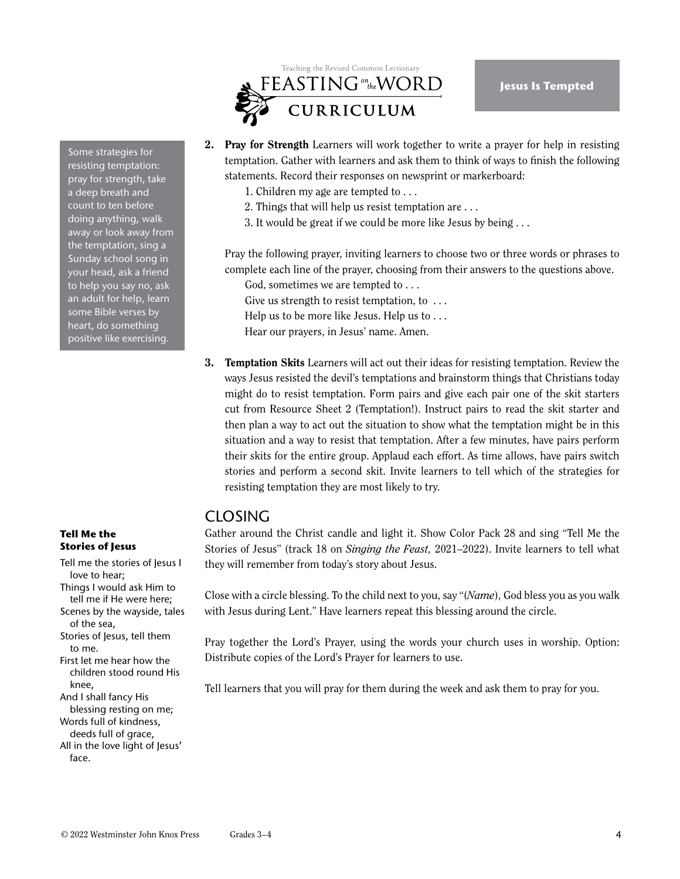Some strategies for resisting temptation: pray for strength, take a deep breath and count to ten before doing anything, walk away or look away from the temptation, sing a Sunday school song in your head, ask a friend to help you say no, ask an adult for help, learn some Bible verses by heart, do something positive like exercising.

2. **Pray for Strength** Learners will work together to write a prayer for help in resisting temptation. Gather with learners and ask them to think of ways to finish the following statements. Record their responses on newsprint or markerboard:
   1. Children my age are tempted to . . .
   2. Things that will help us resist temptation are . . .
   3. It would be great if we could be more like Jesus by being . . .

   Pray the following prayer, inviting learners to choose two or three words or phrases to complete each line of the prayer, choosing from their answers to the questions above.

   God, sometimes we are tempted to . . .
   Give us strength to resist temptation, to . . .
   Help us to be more like Jesus. Help us to . . .
   Hear our prayers, in Jesus' name. Amen.

3. **Temptation Skits** Learners will act out their ideas for resisting temptation. Review the ways Jesus resisted the devil's temptations and brainstorm things that Christians today might do to resist temptation. Form pairs and give each pair one of the skit starters cut from Resource Sheet 2 (Temptation!). Instruct pairs to read the skit starter and then plan a way to act out the situation to show what the temptation might be in this situation and a way to resist that temptation. After a few minutes, have pairs perform their skits for the entire group. Applaud each effort. As time allows, have pairs switch stories and perform a second skit. Invite learners to tell which of the strategies for resisting temptation they are most likely to try.

## CLOSING

Gather around the Christ candle and light it. Show Color Pack 28 and sing "Tell Me the Stories of Jesus" (track 18 on *Singing the Feast,* 2021–2022). Invite learners to tell what they will remember from today's story about Jesus.

Close with a circle blessing. To the child next to you, say "(*Name*), God bless you as you walk with Jesus during Lent." Have learners repeat this blessing around the circle.

Pray together the Lord's Prayer, using the words your church uses in worship. Option: Distribute copies of the Lord's Prayer for learners to use.

Tell learners that you will pray for them during the week and ask them to pray for you.

**Tell Me the Stories of Jesus**

Tell me the stories of Jesus I love to hear;
Things I would ask Him to tell me if He were here;
Scenes by the wayside, tales of the sea,
Stories of Jesus, tell them to me.
First let me hear how the children stood round His knee,
And I shall fancy His blessing resting on me;
Words full of kindness, deeds full of grace,
All in the love light of Jesus' face.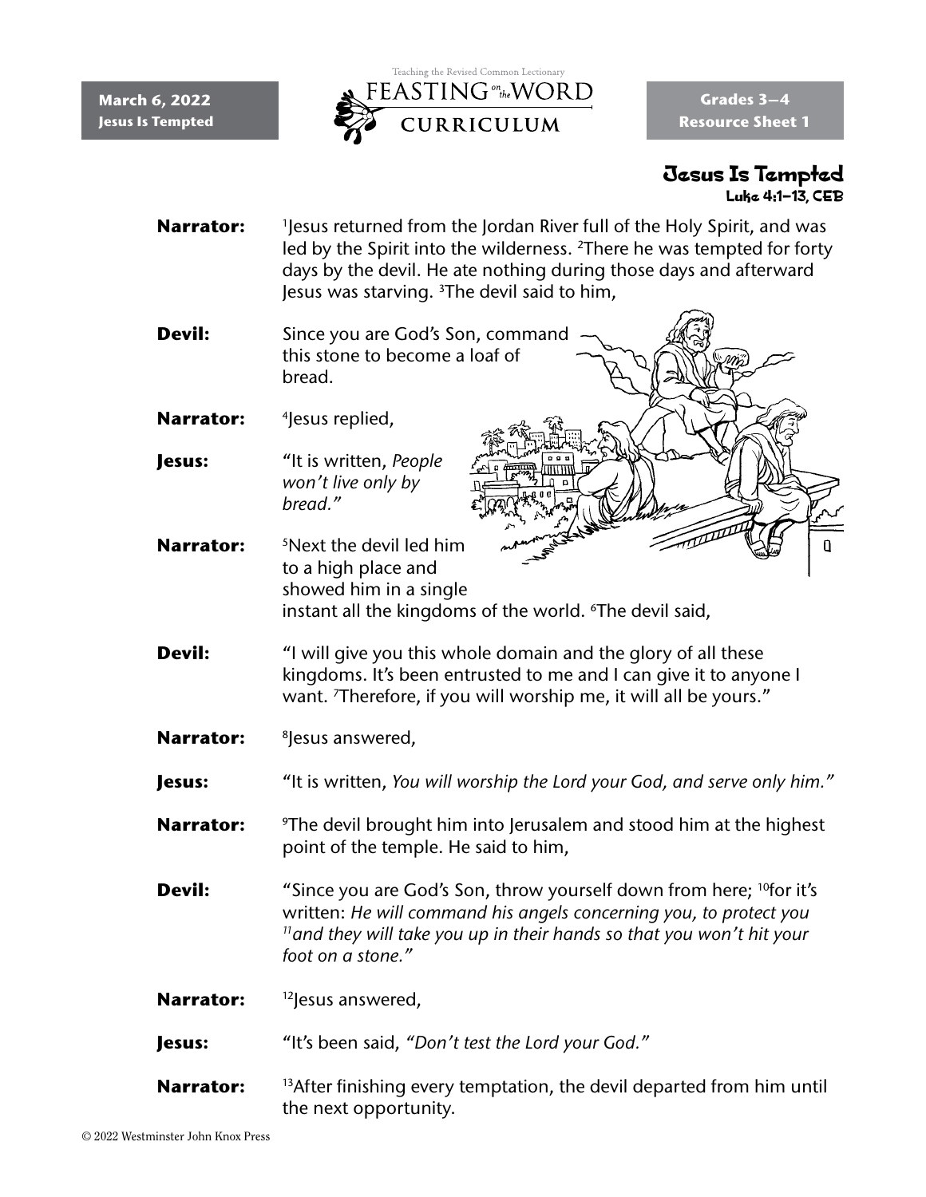March 6, 2022
Jesus Is Tempted

Teaching the Revised Common Lectionary
FEASTING on the WORD
CURRICULUM

Grades 3–4
Resource Sheet 1

# Jesus Is Tempted

Luke 4:1–13, CEB

**Narrator:** [1]Jesus returned from the Jordan River full of the Holy Spirit, and was led by the Spirit into the wilderness. [2]There he was tempted for forty days by the devil. He ate nothing during those days and afterward Jesus was starving. [3]The devil said to him,

**Devil:** Since you are God's Son, command this stone to become a loaf of bread.

**Narrator:** [4]Jesus replied,

**Jesus:** "It is written, *People won't live only by bread.*"

**Narrator:** [5]Next the devil led him to a high place and showed him in a single instant all the kingdoms of the world. [6]The devil said,

**Devil:** "I will give you this whole domain and the glory of all these kingdoms. It's been entrusted to me and I can give it to anyone I want. [7]Therefore, if you will worship me, it will all be yours."

**Narrator:** [8]Jesus answered,

**Jesus:** "It is written, *You will worship the Lord your God, and serve only him.*"

**Narrator:** [9]The devil brought him into Jerusalem and stood him at the highest point of the temple. He said to him,

**Devil:** "Since you are God's Son, throw yourself down from here; [10]for it's written: *He will command his angels concerning you, to protect you [11]and they will take you up in their hands so that you won't hit your foot on a stone.*"

**Narrator:** [12]Jesus answered,

**Jesus:** "It's been said, *"Don't test the Lord your God."*"

**Narrator:** [13]After finishing every temptation, the devil departed from him until the next opportunity.

© 2022 Westminster John Knox Press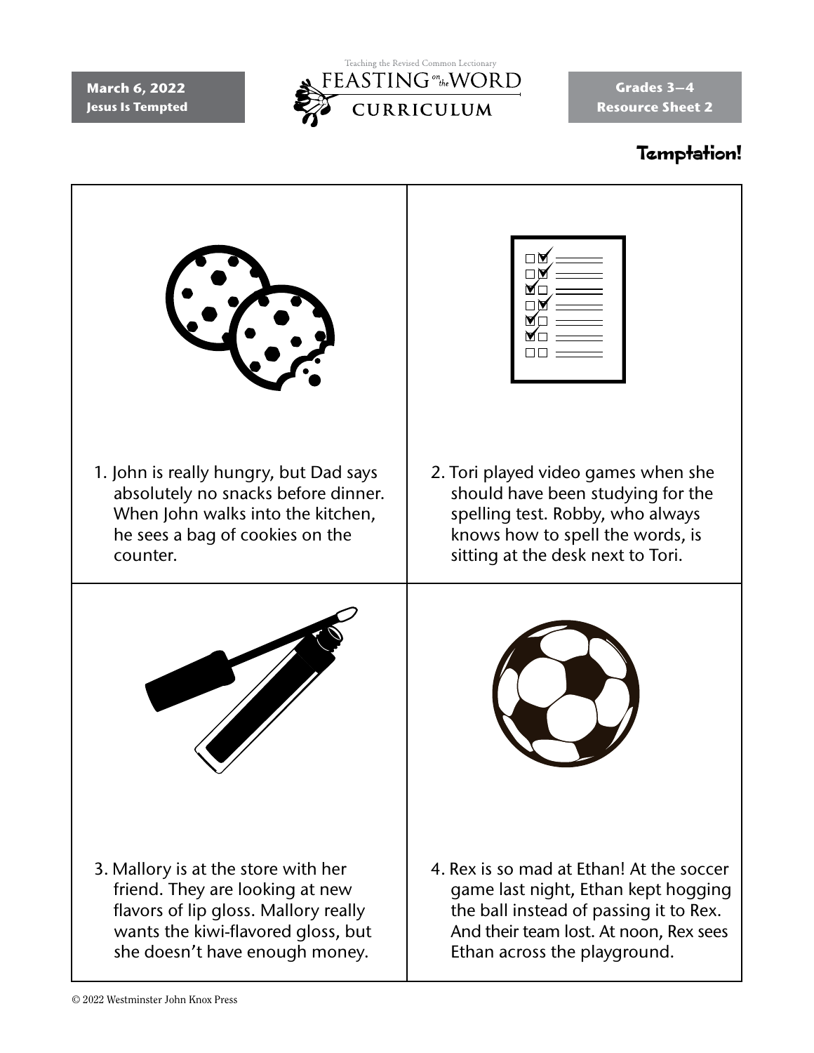March 6, 2022
Jesus Is Tempted

Teaching the Revised Common Lectionary
FEASTING on the WORD
CURRICULUM

Grades 3–4
Resource Sheet 2

## Temptation!

1. John is really hungry, but Dad says absolutely no snacks before dinner. When John walks into the kitchen, he sees a bag of cookies on the counter.

2. Tori played video games when she should have been studying for the spelling test. Robby, who always knows how to spell the words, is sitting at the desk next to Tori.

3. Mallory is at the store with her friend. They are looking at new flavors of lip gloss. Mallory really wants the kiwi-flavored gloss, but she doesn't have enough money.

4. Rex is so mad at Ethan! At the soccer game last night, Ethan kept hogging the ball instead of passing it to Rex. And their team lost. At noon, Rex sees Ethan across the playground.

© 2022 Westminster John Knox Press